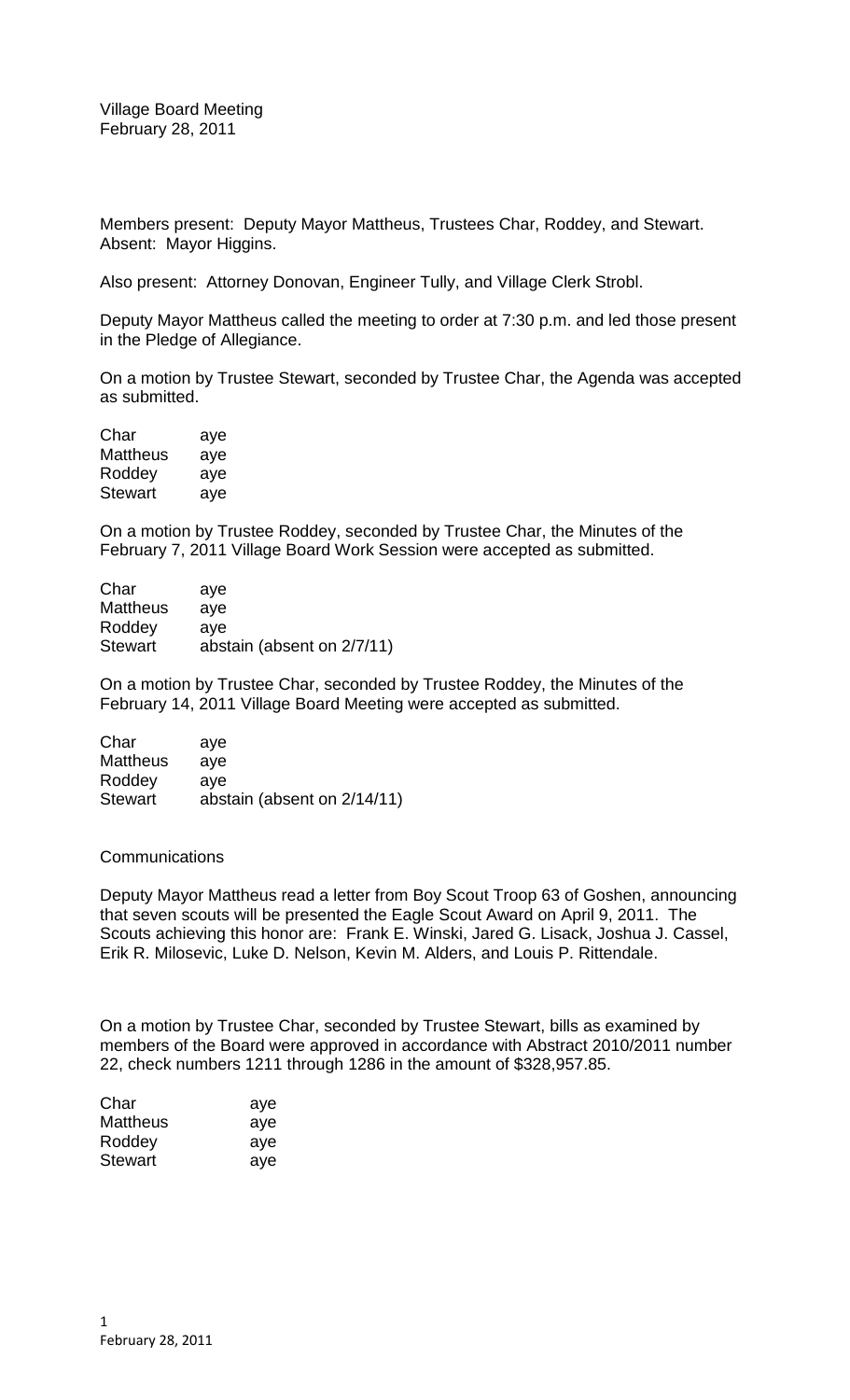Village Board Meeting
February 28, 2011

Members present: Deputy Mayor Mattheus, Trustees Char, Roddey, and Stewart.
Absent: Mayor Higgins.

Also present: Attorney Donovan, Engineer Tully, and Village Clerk Strobl.

Deputy Mayor Mattheus called the meeting to order at 7:30 p.m. and led those present in the Pledge of Allegiance.

On a motion by Trustee Stewart, seconded by Trustee Char, the Agenda was accepted as submitted.

| | |
|---|---|
| Char | aye |
| Mattheus | aye |
| Roddey | aye |
| Stewart | aye |

On a motion by Trustee Roddey, seconded by Trustee Char, the Minutes of the February 7, 2011 Village Board Work Session were accepted as submitted.

| | |
|---|---|
| Char | aye |
| Mattheus | aye |
| Roddey | aye |
| Stewart | abstain (absent on 2/7/11) |

On a motion by Trustee Char, seconded by Trustee Roddey, the Minutes of the February 14, 2011 Village Board Meeting were accepted as submitted.

| | |
|---|---|
| Char | aye |
| Mattheus | aye |
| Roddey | aye |
| Stewart | abstain (absent on 2/14/11) |

Communications

Deputy Mayor Mattheus read a letter from Boy Scout Troop 63 of Goshen, announcing that seven scouts will be presented the Eagle Scout Award on April 9, 2011. The Scouts achieving this honor are: Frank E. Winski, Jared G. Lisack, Joshua J. Cassel, Erik R. Milosevic, Luke D. Nelson, Kevin M. Alders, and Louis P. Rittendale.

On a motion by Trustee Char, seconded by Trustee Stewart, bills as examined by members of the Board were approved in accordance with Abstract 2010/2011 number 22, check numbers 1211 through 1286 in the amount of $328,957.85.

| | |
|---|---|
| Char | aye |
| Mattheus | aye |
| Roddey | aye |
| Stewart | aye |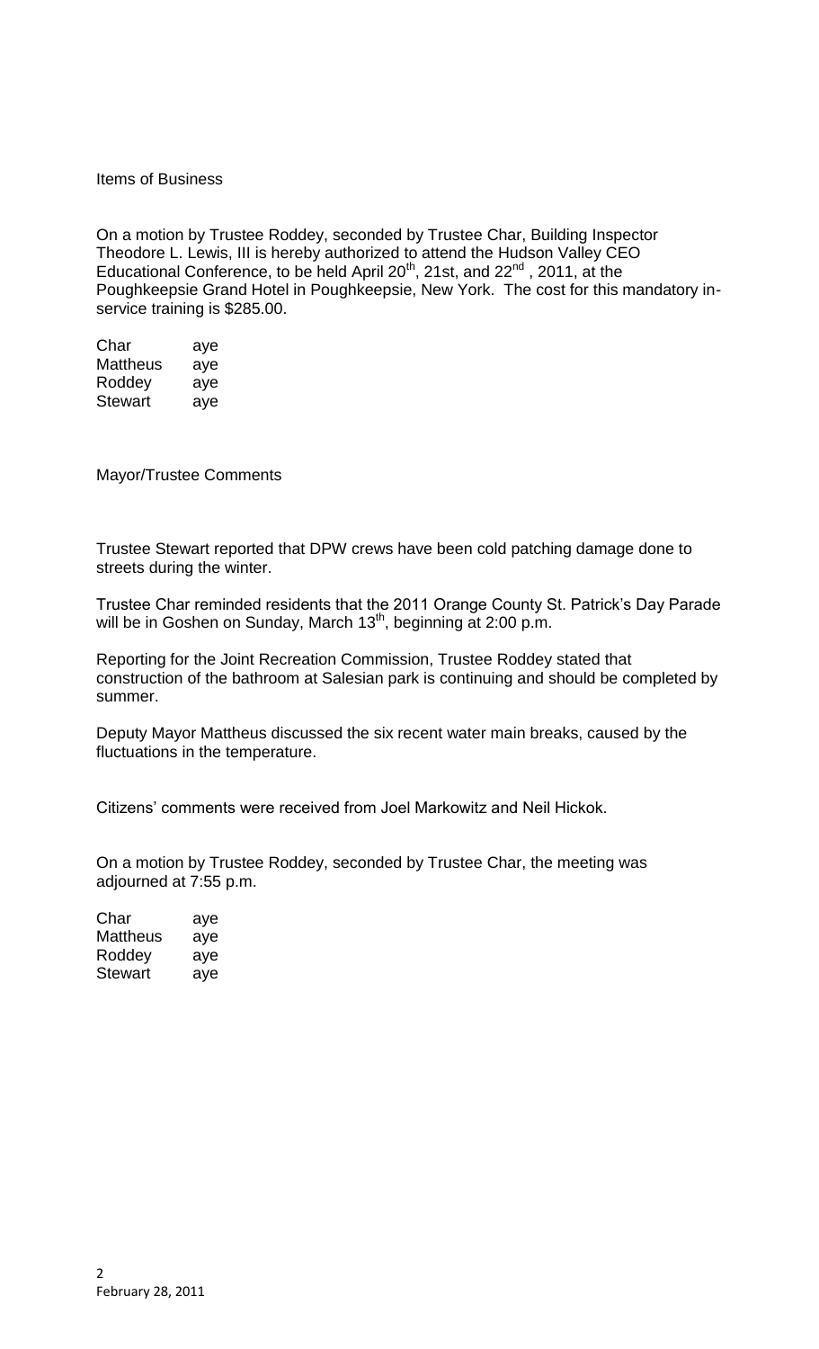Items of Business

On a motion by Trustee Roddey, seconded by Trustee Char, Building Inspector Theodore L. Lewis, III is hereby authorized to attend the Hudson Valley CEO Educational Conference, to be held April 20th, 21st, and 22nd, 2011, at the Poughkeepsie Grand Hotel in Poughkeepsie, New York. The cost for this mandatory in-service training is $285.00.

| | |
|---|---|
| Char | aye |
| Mattheus | aye |
| Roddey | aye |
| Stewart | aye |

Mayor/Trustee Comments

Trustee Stewart reported that DPW crews have been cold patching damage done to streets during the winter.

Trustee Char reminded residents that the 2011 Orange County St. Patrick's Day Parade will be in Goshen on Sunday, March 13th, beginning at 2:00 p.m.

Reporting for the Joint Recreation Commission, Trustee Roddey stated that construction of the bathroom at Salesian park is continuing and should be completed by summer.

Deputy Mayor Mattheus discussed the six recent water main breaks, caused by the fluctuations in the temperature.

Citizens' comments were received from Joel Markowitz and Neil Hickok.

On a motion by Trustee Roddey, seconded by Trustee Char, the meeting was adjourned at 7:55 p.m.

| | |
|---|---|
| Char | aye |
| Mattheus | aye |
| Roddey | aye |
| Stewart | aye |

February 28, 2011